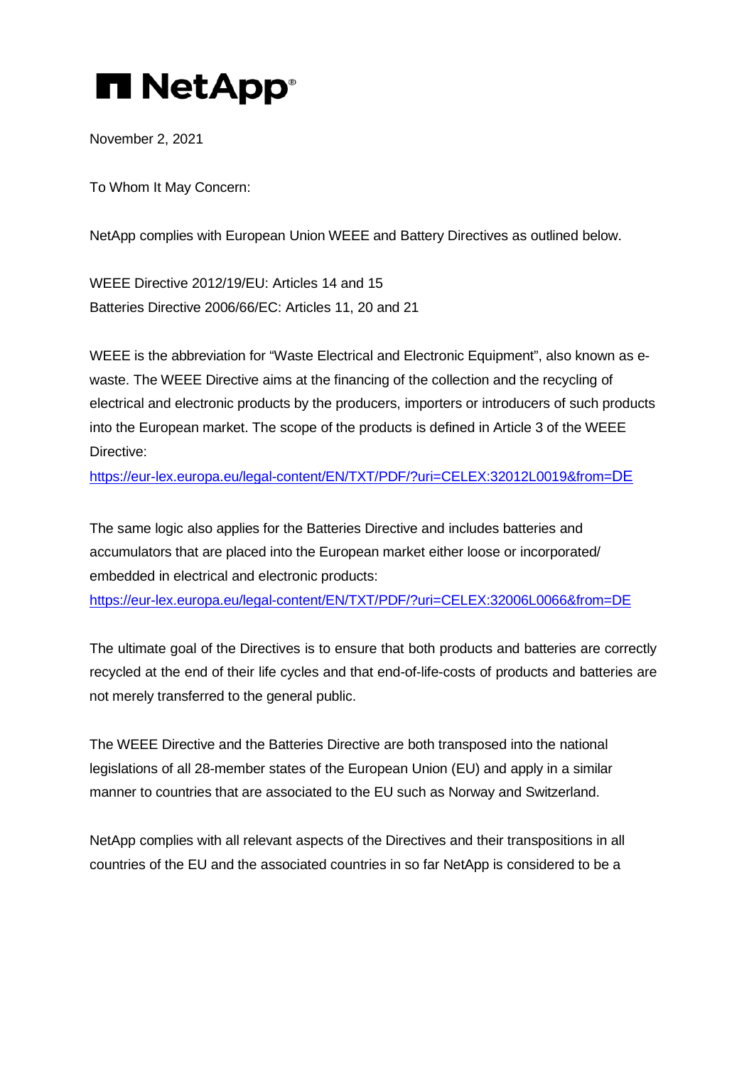**NetApp**

November 2, 2021

To Whom It May Concern:

NetApp complies with European Union WEEE and Battery Directives as outlined below.

WEEE Directive 2012/19/EU: Articles 14 and 15
Batteries Directive 2006/66/EC: Articles 11, 20 and 21

WEEE is the abbreviation for "Waste Electrical and Electronic Equipment", also known as e-waste. The WEEE Directive aims at the financing of the collection and the recycling of electrical and electronic products by the producers, importers or introducers of such products into the European market. The scope of the products is defined in Article 3 of the WEEE Directive:
https://eur-lex.europa.eu/legal-content/EN/TXT/PDF/?uri=CELEX:32012L0019&from=DE

The same logic also applies for the Batteries Directive and includes batteries and accumulators that are placed into the European market either loose or incorporated/ embedded in electrical and electronic products:
https://eur-lex.europa.eu/legal-content/EN/TXT/PDF/?uri=CELEX:32006L0066&from=DE

The ultimate goal of the Directives is to ensure that both products and batteries are correctly recycled at the end of their life cycles and that end-of-life-costs of products and batteries are not merely transferred to the general public.

The WEEE Directive and the Batteries Directive are both transposed into the national legislations of all 28-member states of the European Union (EU) and apply in a similar manner to countries that are associated to the EU such as Norway and Switzerland.

NetApp complies with all relevant aspects of the Directives and their transpositions in all countries of the EU and the associated countries in so far NetApp is considered to be a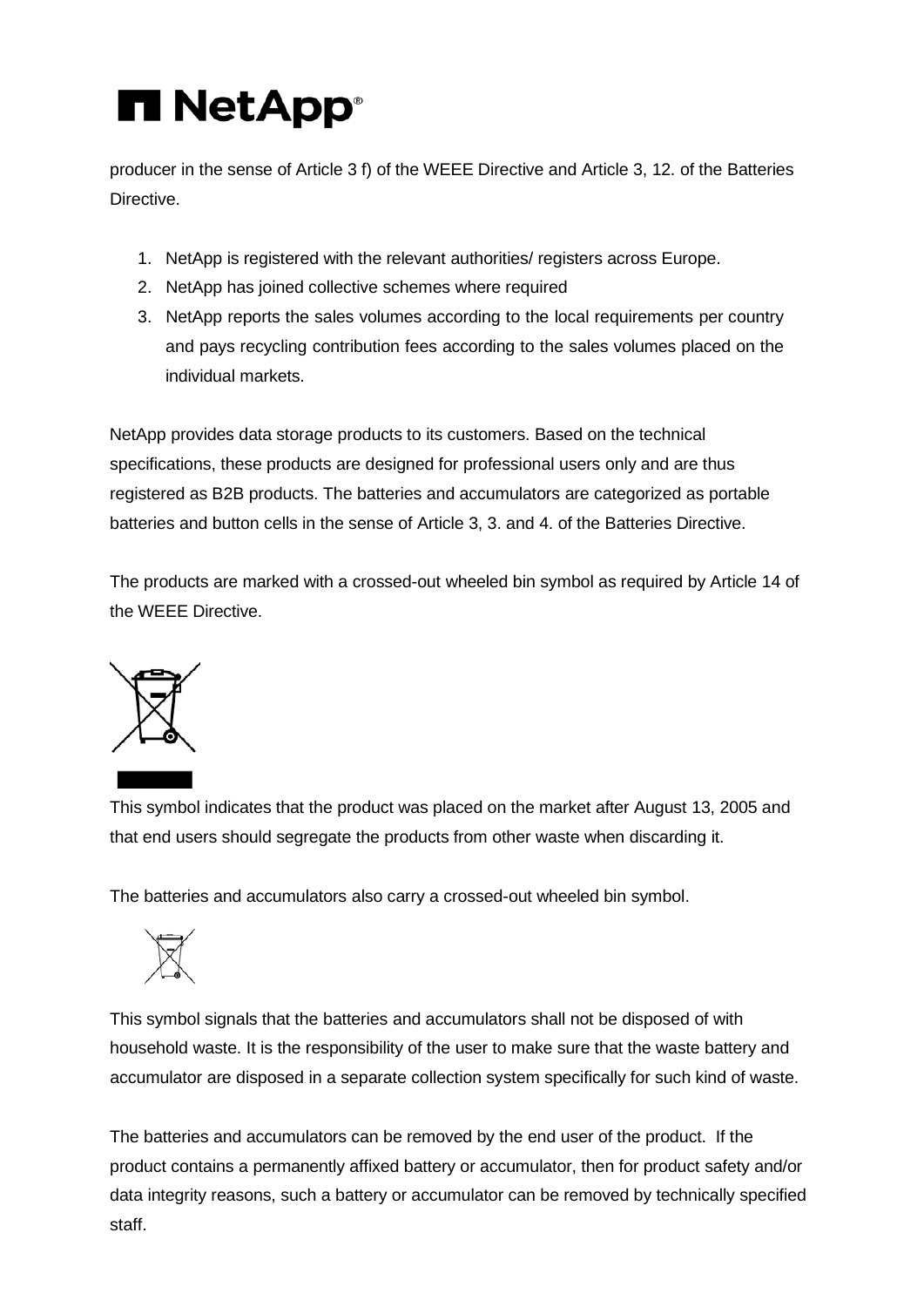producer in the sense of Article 3 f) of the WEEE Directive and Article 3, 12. of the Batteries Directive.

1. NetApp is registered with the relevant authorities/ registers across Europe.
2. NetApp has joined collective schemes where required
3. NetApp reports the sales volumes according to the local requirements per country and pays recycling contribution fees according to the sales volumes placed on the individual markets.

NetApp provides data storage products to its customers. Based on the technical specifications, these products are designed for professional users only and are thus registered as B2B products. The batteries and accumulators are categorized as portable batteries and button cells in the sense of Article 3, 3. and 4. of the Batteries Directive.

The products are marked with a crossed-out wheeled bin symbol as required by Article 14 of the WEEE Directive.

This symbol indicates that the product was placed on the market after August 13, 2005 and that end users should segregate the products from other waste when discarding it.

The batteries and accumulators also carry a crossed-out wheeled bin symbol.

This symbol signals that the batteries and accumulators shall not be disposed of with household waste. It is the responsibility of the user to make sure that the waste battery and accumulator are disposed in a separate collection system specifically for such kind of waste.

The batteries and accumulators can be removed by the end user of the product. If the product contains a permanently affixed battery or accumulator, then for product safety and/or data integrity reasons, such a battery or accumulator can be removed by technically specified staff.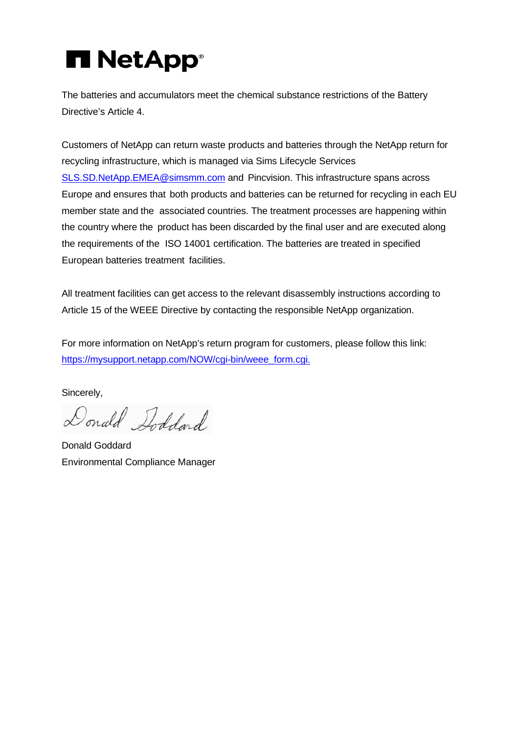# NetApp

The batteries and accumulators meet the chemical substance restrictions of the Battery Directive's Article 4.

Customers of NetApp can return waste products and batteries through the NetApp return for recycling infrastructure, which is managed via Sims Lifecycle Services SLS.SD.NetApp.EMEA@simsmm.com and Pincvision. This infrastructure spans across Europe and ensures that both products and batteries can be returned for recycling in each EU member state and the associated countries. The treatment processes are happening within the country where the product has been discarded by the final user and are executed along the requirements of the ISO 14001 certification. The batteries are treated in specified European batteries treatment facilities.

All treatment facilities can get access to the relevant disassembly instructions according to Article 15 of the WEEE Directive by contacting the responsible NetApp organization.

For more information on NetApp's return program for customers, please follow this link: https://mysupport.netapp.com/NOW/cgi-bin/weee_form.cgi.

Sincerely,

Donald Goddard

Donald Goddard
Environmental Compliance Manager